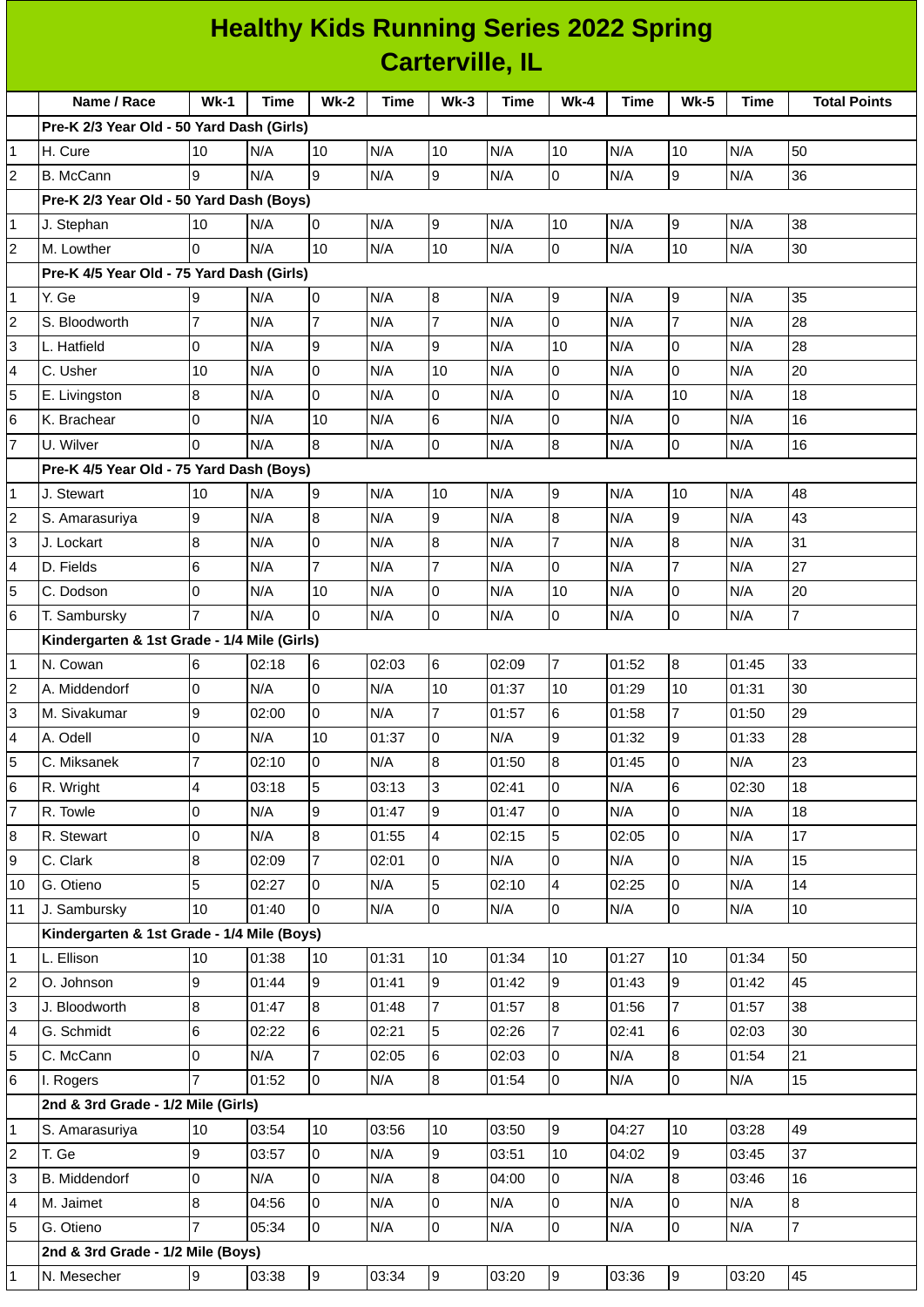# Healthy Kids Running Series 2022 Spring
## Carterville, IL

| | Name / Race | Wk-1 | Time | Wk-2 | Time | Wk-3 | Time | Wk-4 | Time | Wk-5 | Time | Total Points |
|---|---|---|---|---|---|---|---|---|---|---|---|---|
| | **Pre-K 2/3 Year Old - 50 Yard Dash (Girls)** | | | | | | | | | | | |
| 1 | H. Cure | 10 | N/A | 10 | N/A | 10 | N/A | 10 | N/A | 10 | N/A | 50 |
| 2 | B. McCann | 9 | N/A | 9 | N/A | 9 | N/A | 0 | N/A | 9 | N/A | 36 |
| | **Pre-K 2/3 Year Old - 50 Yard Dash (Boys)** | | | | | | | | | | | |
| 1 | J. Stephan | 10 | N/A | 0 | N/A | 9 | N/A | 10 | N/A | 9 | N/A | 38 |
| 2 | M. Lowther | 0 | N/A | 10 | N/A | 10 | N/A | 0 | N/A | 10 | N/A | 30 |
| | **Pre-K 4/5 Year Old - 75 Yard Dash (Girls)** | | | | | | | | | | | |
| 1 | Y. Ge | 9 | N/A | 0 | N/A | 8 | N/A | 9 | N/A | 9 | N/A | 35 |
| 2 | S. Bloodworth | 7 | N/A | 7 | N/A | 7 | N/A | 0 | N/A | 7 | N/A | 28 |
| 3 | L. Hatfield | 0 | N/A | 9 | N/A | 9 | N/A | 10 | N/A | 0 | N/A | 28 |
| 4 | C. Usher | 10 | N/A | 0 | N/A | 10 | N/A | 0 | N/A | 0 | N/A | 20 |
| 5 | E. Livingston | 8 | N/A | 0 | N/A | 0 | N/A | 0 | N/A | 10 | N/A | 18 |
| 6 | K. Brachear | 0 | N/A | 10 | N/A | 6 | N/A | 0 | N/A | 0 | N/A | 16 |
| 7 | U. Wilver | 0 | N/A | 8 | N/A | 0 | N/A | 8 | N/A | 0 | N/A | 16 |
| | **Pre-K 4/5 Year Old - 75 Yard Dash (Boys)** | | | | | | | | | | | |
| 1 | J. Stewart | 10 | N/A | 9 | N/A | 10 | N/A | 9 | N/A | 10 | N/A | 48 |
| 2 | S. Amarasuriya | 9 | N/A | 8 | N/A | 9 | N/A | 8 | N/A | 9 | N/A | 43 |
| 3 | J. Lockart | 8 | N/A | 0 | N/A | 8 | N/A | 7 | N/A | 8 | N/A | 31 |
| 4 | D. Fields | 6 | N/A | 7 | N/A | 7 | N/A | 0 | N/A | 7 | N/A | 27 |
| 5 | C. Dodson | 0 | N/A | 10 | N/A | 0 | N/A | 10 | N/A | 0 | N/A | 20 |
| 6 | T. Sambursky | 7 | N/A | 0 | N/A | 0 | N/A | 0 | N/A | 0 | N/A | 7 |
| | **Kindergarten & 1st Grade - 1/4 Mile (Girls)** | | | | | | | | | | | |
| 1 | N. Cowan | 6 | 02:18 | 6 | 02:03 | 6 | 02:09 | 7 | 01:52 | 8 | 01:45 | 33 |
| 2 | A. Middendorf | 0 | N/A | 0 | N/A | 10 | 01:37 | 10 | 01:29 | 10 | 01:31 | 30 |
| 3 | M. Sivakumar | 9 | 02:00 | 0 | N/A | 7 | 01:57 | 6 | 01:58 | 7 | 01:50 | 29 |
| 4 | A. Odell | 0 | N/A | 10 | 01:37 | 0 | N/A | 9 | 01:32 | 9 | 01:33 | 28 |
| 5 | C. Miksanek | 7 | 02:10 | 0 | N/A | 8 | 01:50 | 8 | 01:45 | 0 | N/A | 23 |
| 6 | R. Wright | 4 | 03:18 | 5 | 03:13 | 3 | 02:41 | 0 | N/A | 6 | 02:30 | 18 |
| 7 | R. Towle | 0 | N/A | 9 | 01:47 | 9 | 01:47 | 0 | N/A | 0 | N/A | 18 |
| 8 | R. Stewart | 0 | N/A | 8 | 01:55 | 4 | 02:15 | 5 | 02:05 | 0 | N/A | 17 |
| 9 | C. Clark | 8 | 02:09 | 7 | 02:01 | 0 | N/A | 0 | N/A | 0 | N/A | 15 |
| 10 | G. Otieno | 5 | 02:27 | 0 | N/A | 5 | 02:10 | 4 | 02:25 | 0 | N/A | 14 |
| 11 | J. Sambursky | 10 | 01:40 | 0 | N/A | 0 | N/A | 0 | N/A | 0 | N/A | 10 |
| | **Kindergarten & 1st Grade - 1/4 Mile (Boys)** | | | | | | | | | | | |
| 1 | L. Ellison | 10 | 01:38 | 10 | 01:31 | 10 | 01:34 | 10 | 01:27 | 10 | 01:34 | 50 |
| 2 | O. Johnson | 9 | 01:44 | 9 | 01:41 | 9 | 01:42 | 9 | 01:43 | 9 | 01:42 | 45 |
| 3 | J. Bloodworth | 8 | 01:47 | 8 | 01:48 | 7 | 01:57 | 8 | 01:56 | 7 | 01:57 | 38 |
| 4 | G. Schmidt | 6 | 02:22 | 6 | 02:21 | 5 | 02:26 | 7 | 02:41 | 6 | 02:03 | 30 |
| 5 | C. McCann | 0 | N/A | 7 | 02:05 | 6 | 02:03 | 0 | N/A | 8 | 01:54 | 21 |
| 6 | I. Rogers | 7 | 01:52 | 0 | N/A | 8 | 01:54 | 0 | N/A | 0 | N/A | 15 |
| | **2nd & 3rd Grade - 1/2 Mile (Girls)** | | | | | | | | | | | |
| 1 | S. Amarasuriya | 10 | 03:54 | 10 | 03:56 | 10 | 03:50 | 9 | 04:27 | 10 | 03:28 | 49 |
| 2 | T. Ge | 9 | 03:57 | 0 | N/A | 9 | 03:51 | 10 | 04:02 | 9 | 03:45 | 37 |
| 3 | B. Middendorf | 0 | N/A | 0 | N/A | 8 | 04:00 | 0 | N/A | 8 | 03:46 | 16 |
| 4 | M. Jaimet | 8 | 04:56 | 0 | N/A | 0 | N/A | 0 | N/A | 0 | N/A | 8 |
| 5 | G. Otieno | 7 | 05:34 | 0 | N/A | 0 | N/A | 0 | N/A | 0 | N/A | 7 |
| | **2nd & 3rd Grade - 1/2 Mile (Boys)** | | | | | | | | | | | |
| 1 | N. Mesecher | 9 | 03:38 | 9 | 03:34 | 9 | 03:20 | 9 | 03:36 | 9 | 03:20 | 45 |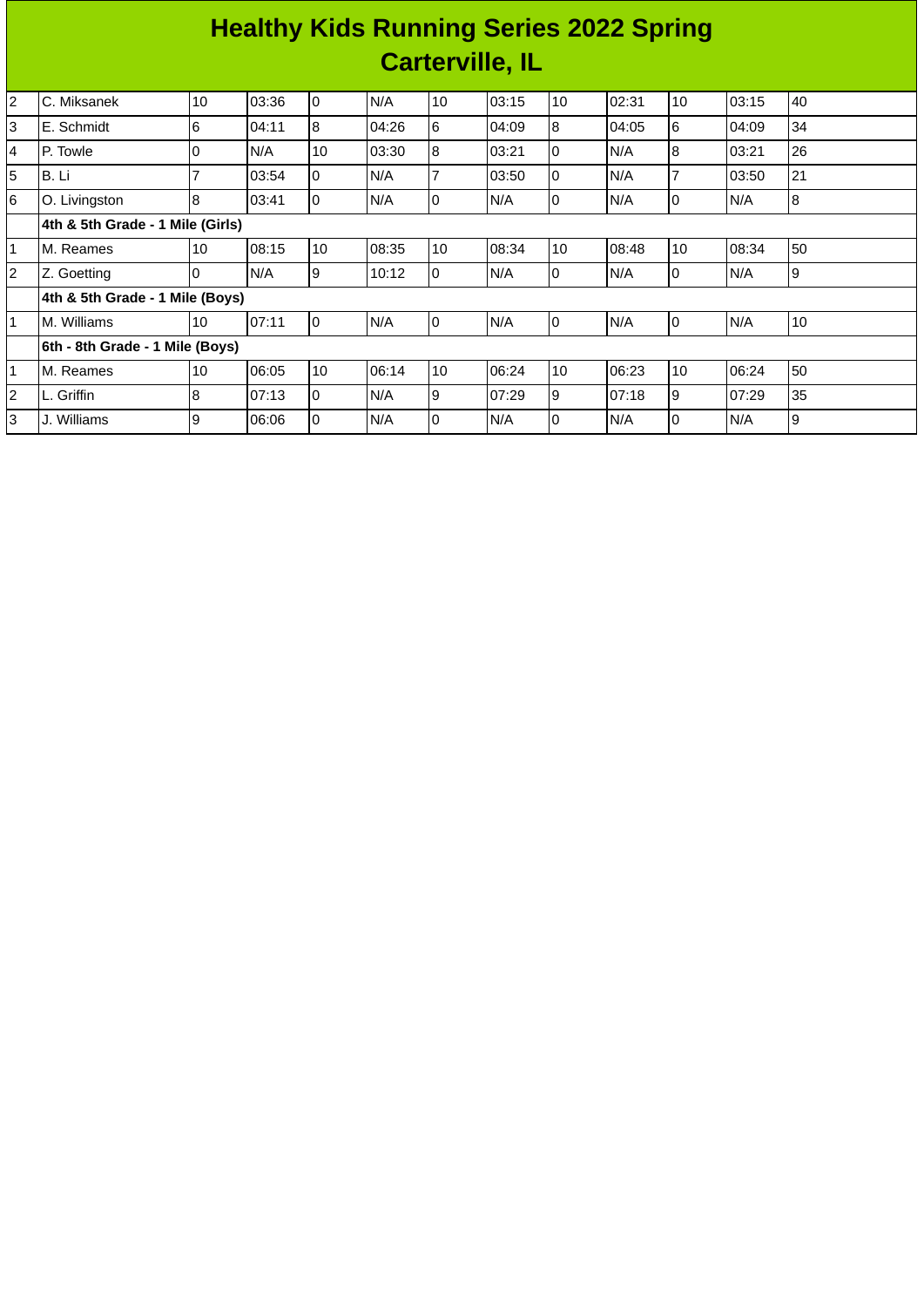# Healthy Kids Running Series 2022 Spring
## Carterville, IL

| | | | | | | | | | | | | |
|---|---|---|---|---|---|---|---|---|---|---|---|---|
| 2 | C. Miksanek | 10 | 03:36 | 0 | N/A | 10 | 03:15 | 10 | 02:31 | 10 | 03:15 | 40 |
| 3 | E. Schmidt | 6 | 04:11 | 8 | 04:26 | 6 | 04:09 | 8 | 04:05 | 6 | 04:09 | 34 |
| 4 | P. Towle | 0 | N/A | 10 | 03:30 | 8 | 03:21 | 0 | N/A | 8 | 03:21 | 26 |
| 5 | B. Li | 7 | 03:54 | 0 | N/A | 7 | 03:50 | 0 | N/A | 7 | 03:50 | 21 |
| 6 | O. Livingston | 8 | 03:41 | 0 | N/A | 0 | N/A | 0 | N/A | 0 | N/A | 8 |
| | **4th & 5th Grade - 1 Mile (Girls)** | | | | | | | | | | | |
| 1 | M. Reames | 10 | 08:15 | 10 | 08:35 | 10 | 08:34 | 10 | 08:48 | 10 | 08:34 | 50 |
| 2 | Z. Goetting | 0 | N/A | 9 | 10:12 | 0 | N/A | 0 | N/A | 0 | N/A | 9 |
| | **4th & 5th Grade - 1 Mile (Boys)** | | | | | | | | | | | |
| 1 | M. Williams | 10 | 07:11 | 0 | N/A | 0 | N/A | 0 | N/A | 0 | N/A | 10 |
| | **6th - 8th Grade - 1 Mile (Boys)** | | | | | | | | | | | |
| 1 | M. Reames | 10 | 06:05 | 10 | 06:14 | 10 | 06:24 | 10 | 06:23 | 10 | 06:24 | 50 |
| 2 | L. Griffin | 8 | 07:13 | 0 | N/A | 9 | 07:29 | 9 | 07:18 | 9 | 07:29 | 35 |
| 3 | J. Williams | 9 | 06:06 | 0 | N/A | 0 | N/A | 0 | N/A | 0 | N/A | 9 |